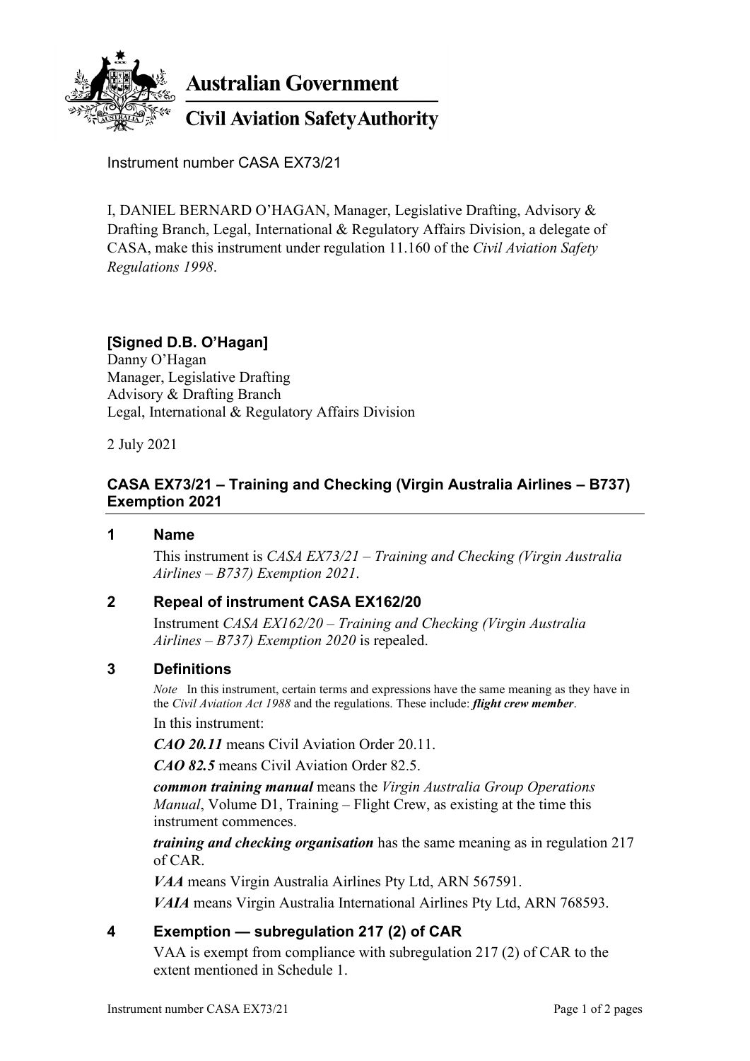**Australian Government**

**Civil Aviation Safety Authority**

Instrument number CASA EX73/21

I, DANIEL BERNARD O'HAGAN, Manager, Legislative Drafting, Advisory & Drafting Branch, Legal, International & Regulatory Affairs Division, a delegate of CASA, make this instrument under regulation 11.160 of the *Civil Aviation Safety Regulations 1998*.

**[Signed D.B. O'Hagan]**
Danny O'Hagan
Manager, Legislative Drafting
Advisory & Drafting Branch
Legal, International & Regulatory Affairs Division

2 July 2021

## CASA EX73/21 – Training and Checking (Virgin Australia Airlines – B737) Exemption 2021

### 1 Name

This instrument is *CASA EX73/21 – Training and Checking (Virgin Australia Airlines – B737) Exemption 2021*.

### 2 Repeal of instrument CASA EX162/20

Instrument *CASA EX162/20 – Training and Checking (Virgin Australia Airlines – B737) Exemption 2020* is repealed.

### 3 Definitions

*Note* In this instrument, certain terms and expressions have the same meaning as they have in the *Civil Aviation Act 1988* and the regulations. These include: ***flight crew member***.

In this instrument:

***CAO 20.11*** means Civil Aviation Order 20.11.

***CAO 82.5*** means Civil Aviation Order 82.5.

***common training manual*** means the *Virgin Australia Group Operations Manual*, Volume D1, Training – Flight Crew, as existing at the time this instrument commences.

***training and checking organisation*** has the same meaning as in regulation 217 of CAR.

***VAA*** means Virgin Australia Airlines Pty Ltd, ARN 567591.

***VAIA*** means Virgin Australia International Airlines Pty Ltd, ARN 768593.

### 4 Exemption — subregulation 217 (2) of CAR

VAA is exempt from compliance with subregulation 217 (2) of CAR to the extent mentioned in Schedule 1.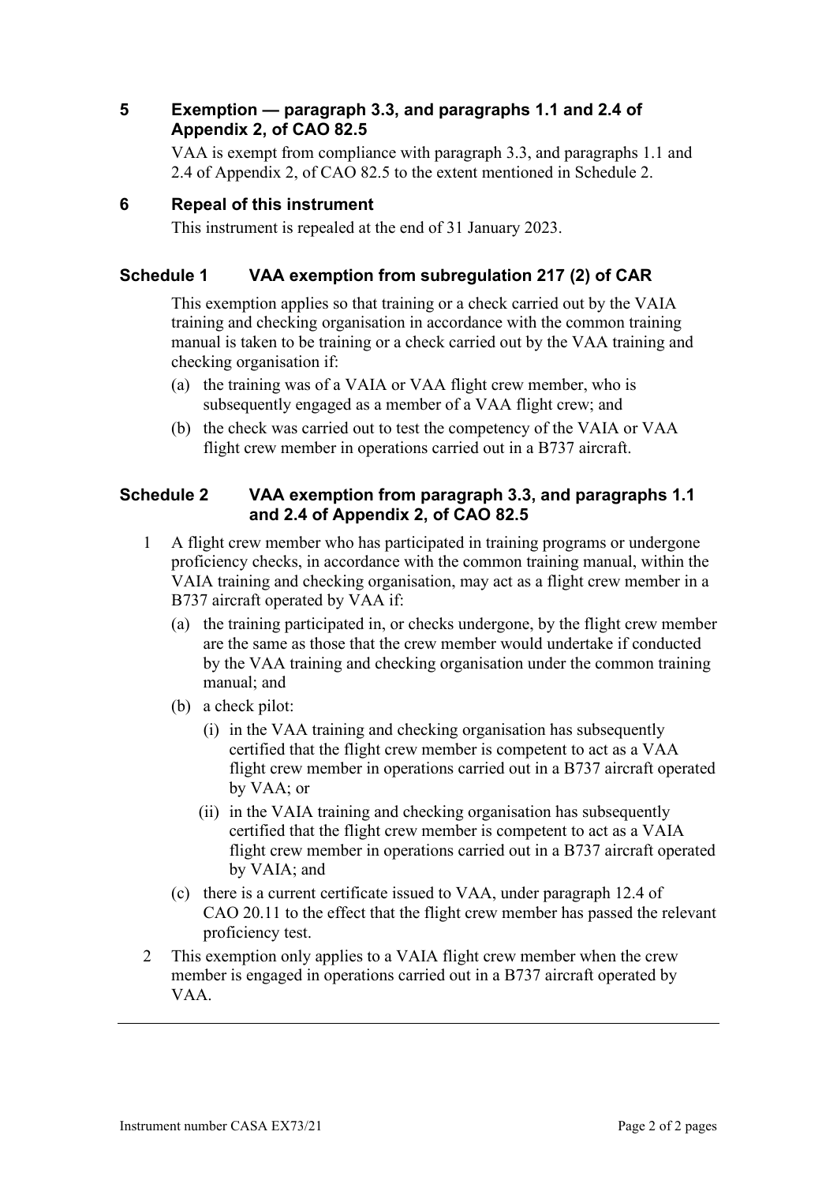## 5 Exemption — paragraph 3.3, and paragraphs 1.1 and 2.4 of Appendix 2, of CAO 82.5

VAA is exempt from compliance with paragraph 3.3, and paragraphs 1.1 and 2.4 of Appendix 2, of CAO 82.5 to the extent mentioned in Schedule 2.

## 6 Repeal of this instrument

This instrument is repealed at the end of 31 January 2023.

## Schedule 1 VAA exemption from subregulation 217 (2) of CAR

This exemption applies so that training or a check carried out by the VAIA training and checking organisation in accordance with the common training manual is taken to be training or a check carried out by the VAA training and checking organisation if:

(a) the training was of a VAIA or VAA flight crew member, who is subsequently engaged as a member of a VAA flight crew; and

(b) the check was carried out to test the competency of the VAIA or VAA flight crew member in operations carried out in a B737 aircraft.

## Schedule 2 VAA exemption from paragraph 3.3, and paragraphs 1.1 and 2.4 of Appendix 2, of CAO 82.5

1 A flight crew member who has participated in training programs or undergone proficiency checks, in accordance with the common training manual, within the VAIA training and checking organisation, may act as a flight crew member in a B737 aircraft operated by VAA if:

(a) the training participated in, or checks undergone, by the flight crew member are the same as those that the crew member would undertake if conducted by the VAA training and checking organisation under the common training manual; and

(b) a check pilot:

(i) in the VAA training and checking organisation has subsequently certified that the flight crew member is competent to act as a VAA flight crew member in operations carried out in a B737 aircraft operated by VAA; or

(ii) in the VAIA training and checking organisation has subsequently certified that the flight crew member is competent to act as a VAIA flight crew member in operations carried out in a B737 aircraft operated by VAIA; and

(c) there is a current certificate issued to VAA, under paragraph 12.4 of CAO 20.11 to the effect that the flight crew member has passed the relevant proficiency test.

2 This exemption only applies to a VAIA flight crew member when the crew member is engaged in operations carried out in a B737 aircraft operated by VAA.